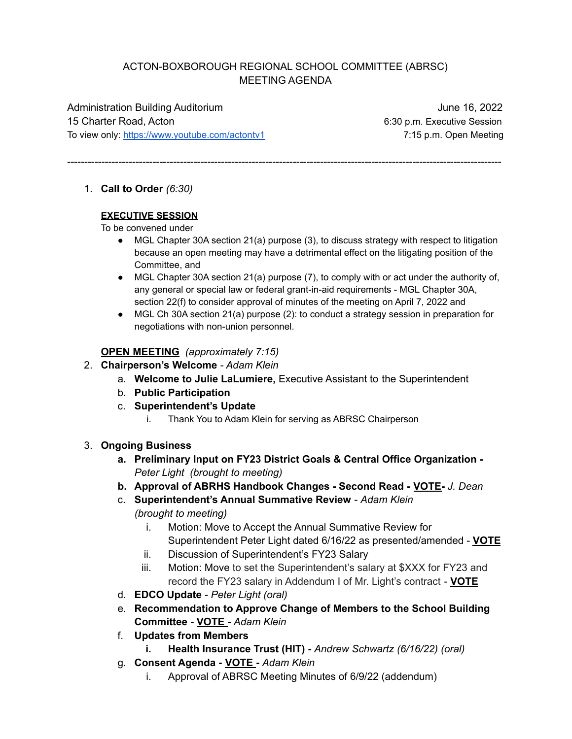# ACTON-BOXBOROUGH REGIONAL SCHOOL COMMITTEE (ABRSC)
## MEETING AGENDA

Administration Building Auditorium
15 Charter Road, Acton
To view only: https://www.youtube.com/actontv1

June 16, 2022
6:30 p.m. Executive Session
7:15 p.m. Open Meeting

---

1. **Call to Order** *(6:30)*

   **EXECUTIVE SESSION**

   To be convened under
   - MGL Chapter 30A section 21(a) purpose (3), to discuss strategy with respect to litigation because an open meeting may have a detrimental effect on the litigating position of the Committee, and
   - MGL Chapter 30A section 21(a) purpose (7), to comply with or act under the authority of, any general or special law or federal grant-in-aid requirements - MGL Chapter 30A, section 22(f) to consider approval of minutes of the meeting on April 7, 2022 and
   - MGL Ch 30A section 21(a) purpose (2): to conduct a strategy session in preparation for negotiations with non-union personnel.

   **OPEN MEETING** *(approximately 7:15)*

2. **Chairperson's Welcome** - *Adam Klein*
   a. **Welcome to Julie LaLumiere,** Executive Assistant to the Superintendent
   b. **Public Participation**
   c. **Superintendent's Update**
      i. Thank You to Adam Klein for serving as ABRSC Chairperson

3. **Ongoing Business**
   a. **Preliminary Input on FY23 District Goals & Central Office Organization -** *Peter Light (brought to meeting)*
   b. **Approval of ABRHS Handbook Changes - Second Read - VOTE-** *J. Dean*
   c. **Superintendent's Annual Summative Review** - *Adam Klein (brought to meeting)*
      i. Motion: Move to Accept the Annual Summative Review for Superintendent Peter Light dated 6/16/22 as presented/amended - **VOTE**
      ii. Discussion of Superintendent's FY23 Salary
      iii. Motion: Move to set the Superintendent's salary at $XXX for FY23 and record the FY23 salary in Addendum I of Mr. Light's contract - **VOTE**
   d. **EDCO Update** - *Peter Light (oral)*
   e. **Recommendation to Approve Change of Members to the School Building Committee - VOTE -** *Adam Klein*
   f. **Updates from Members**
      i. **Health Insurance Trust (HIT) -** *Andrew Schwartz (6/16/22) (oral)*
   g. **Consent Agenda - VOTE -** *Adam Klein*
      i. Approval of ABRSC Meeting Minutes of 6/9/22 (addendum)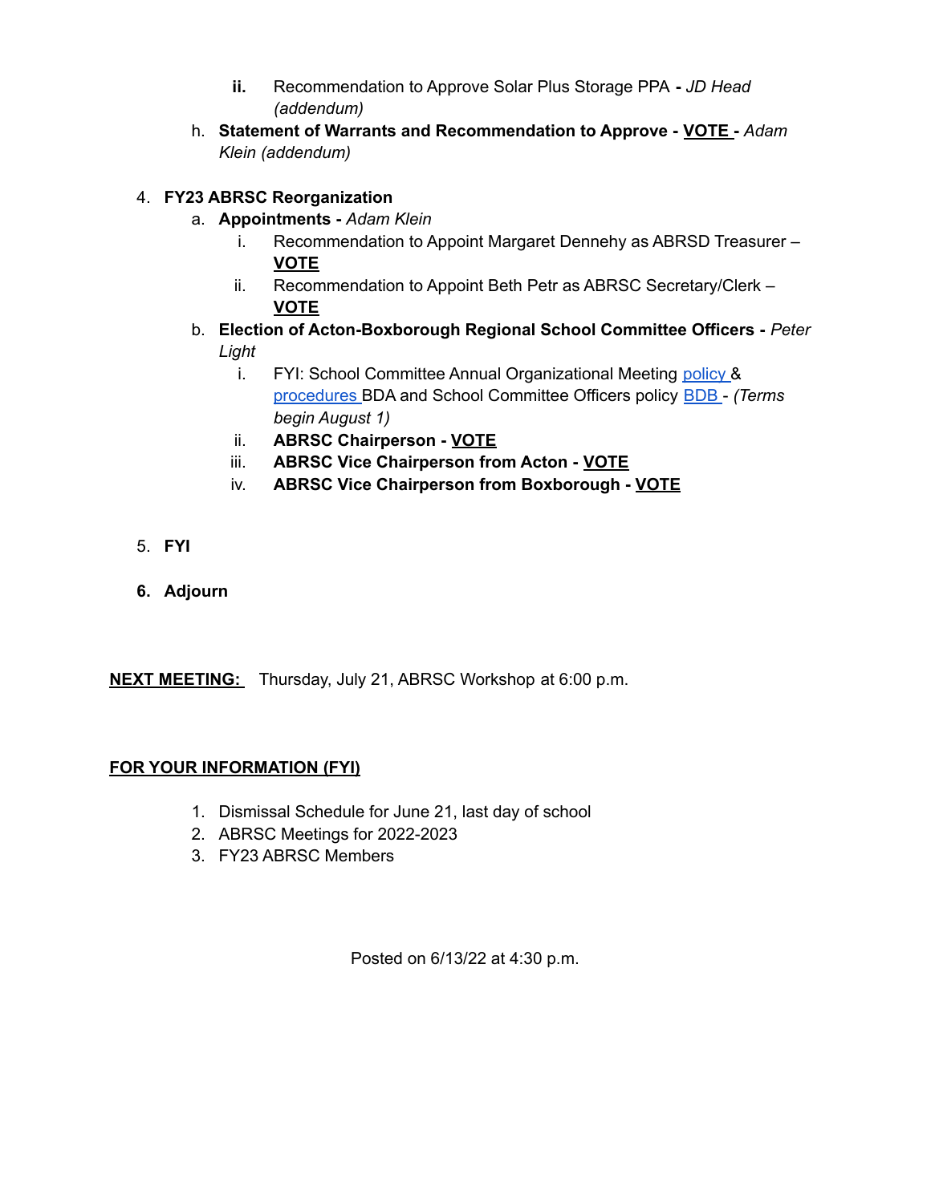- ii. Recommendation to Approve Solar Plus Storage PPA **-** *JD Head (addendum)*

h. **Statement of Warrants and Recommendation to Approve - VOTE -** *Adam Klein (addendum)*

4. **FY23 ABRSC Reorganization**
   a. **Appointments -** *Adam Klein*
      - i. Recommendation to Appoint Margaret Dennehy as ABRSD Treasurer – **VOTE**
      - ii. Recommendation to Appoint Beth Petr as ABRSC Secretary/Clerk – **VOTE**

   b. **Election of Acton-Boxborough Regional School Committee Officers -** *Peter Light*
      - i. FYI: School Committee Annual Organizational Meeting policy & procedures BDA and School Committee Officers policy BDB - *(Terms begin August 1)*
      - ii. **ABRSC Chairperson - VOTE**
      - iii. **ABRSC Vice Chairperson from Acton - VOTE**
      - iv. **ABRSC Vice Chairperson from Boxborough - VOTE**

5. **FYI**

6. **Adjourn**

**NEXT MEETING:** Thursday, July 21, ABRSC Workshop at 6:00 p.m.

**FOR YOUR INFORMATION (FYI)**

1. Dismissal Schedule for June 21, last day of school
2. ABRSC Meetings for 2022-2023
3. FY23 ABRSC Members

Posted on 6/13/22 at 4:30 p.m.